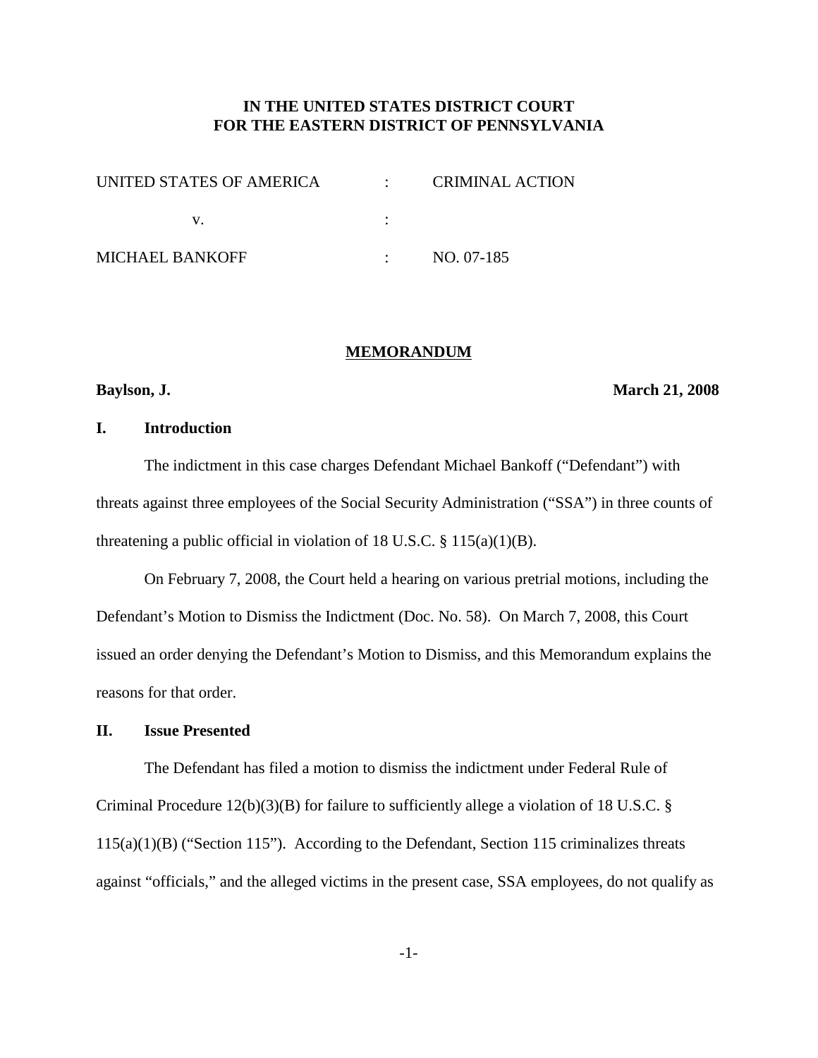**IN THE UNITED STATES DISTRICT COURT**
**FOR THE EASTERN DISTRICT OF PENNSYLVANIA**

| | | |
|---|---|---|
| UNITED STATES OF AMERICA | : | CRIMINAL ACTION |
| v. | : | |
| MICHAEL BANKOFF | : | NO. 07-185 |

## MEMORANDUM

**Baylson, J.** **March 21, 2008**

## I. Introduction

The indictment in this case charges Defendant Michael Bankoff ("Defendant") with threats against three employees of the Social Security Administration ("SSA") in three counts of threatening a public official in violation of 18 U.S.C. § 115(a)(1)(B).

On February 7, 2008, the Court held a hearing on various pretrial motions, including the Defendant's Motion to Dismiss the Indictment (Doc. No. 58). On March 7, 2008, this Court issued an order denying the Defendant's Motion to Dismiss, and this Memorandum explains the reasons for that order.

## II. Issue Presented

The Defendant has filed a motion to dismiss the indictment under Federal Rule of Criminal Procedure 12(b)(3)(B) for failure to sufficiently allege a violation of 18 U.S.C. § 115(a)(1)(B) ("Section 115"). According to the Defendant, Section 115 criminalizes threats against "officials," and the alleged victims in the present case, SSA employees, do not qualify as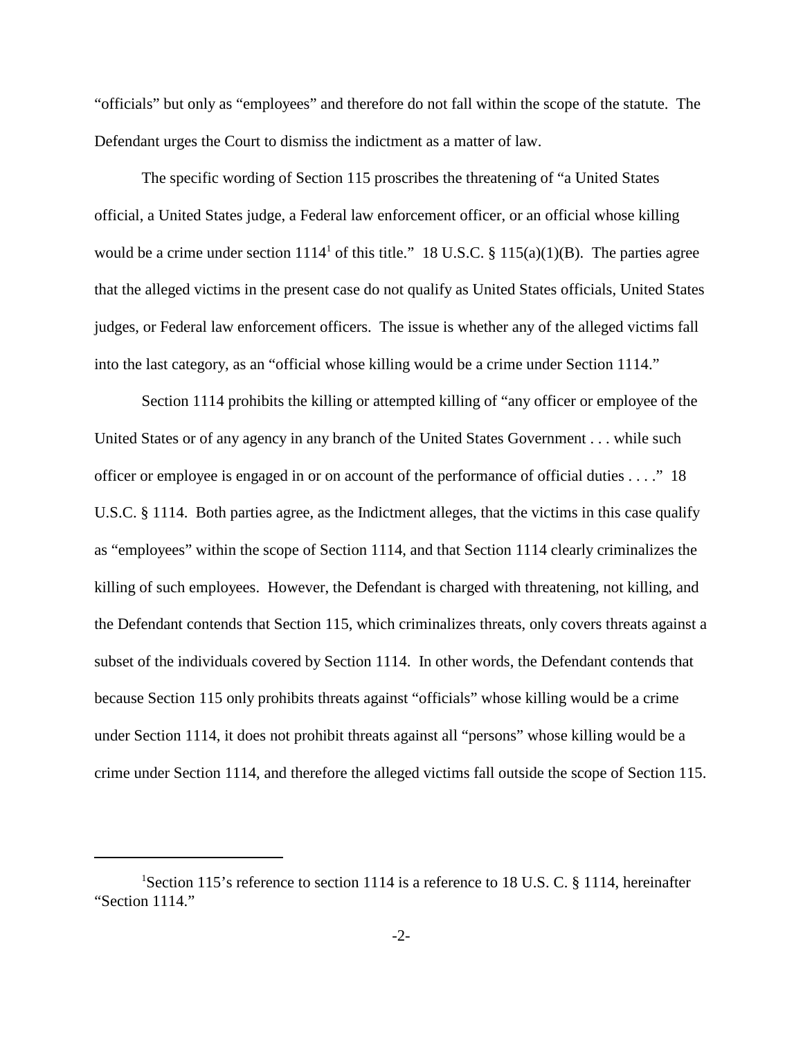"officials" but only as "employees" and therefore do not fall within the scope of the statute. The Defendant urges the Court to dismiss the indictment as a matter of law.

The specific wording of Section 115 proscribes the threatening of "a United States official, a United States judge, a Federal law enforcement officer, or an official whose killing would be a crime under section 1114[1] of this title." 18 U.S.C. § 115(a)(1)(B). The parties agree that the alleged victims in the present case do not qualify as United States officials, United States judges, or Federal law enforcement officers. The issue is whether any of the alleged victims fall into the last category, as an "official whose killing would be a crime under Section 1114."

Section 1114 prohibits the killing or attempted killing of "any officer or employee of the United States or of any agency in any branch of the United States Government . . . while such officer or employee is engaged in or on account of the performance of official duties . . . ." 18 U.S.C. § 1114. Both parties agree, as the Indictment alleges, that the victims in this case qualify as "employees" within the scope of Section 1114, and that Section 1114 clearly criminalizes the killing of such employees. However, the Defendant is charged with threatening, not killing, and the Defendant contends that Section 115, which criminalizes threats, only covers threats against a subset of the individuals covered by Section 1114. In other words, the Defendant contends that because Section 115 only prohibits threats against "officials" whose killing would be a crime under Section 1114, it does not prohibit threats against all "persons" whose killing would be a crime under Section 1114, and therefore the alleged victims fall outside the scope of Section 115.

[1] Section 115's reference to section 1114 is a reference to 18 U.S. C. § 1114, hereinafter "Section 1114."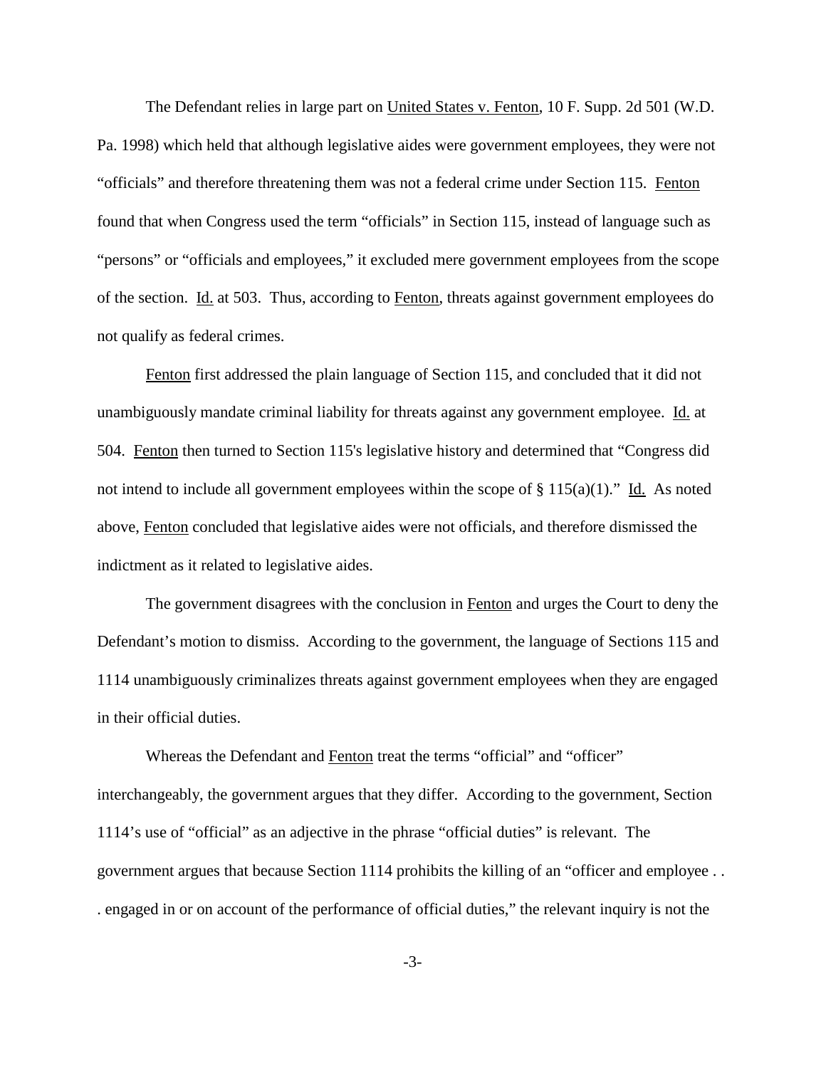The Defendant relies in large part on United States v. Fenton, 10 F. Supp. 2d 501 (W.D. Pa. 1998) which held that although legislative aides were government employees, they were not "officials" and therefore threatening them was not a federal crime under Section 115. Fenton found that when Congress used the term "officials" in Section 115, instead of language such as "persons" or "officials and employees," it excluded mere government employees from the scope of the section. Id. at 503. Thus, according to Fenton, threats against government employees do not qualify as federal crimes.

Fenton first addressed the plain language of Section 115, and concluded that it did not unambiguously mandate criminal liability for threats against any government employee. Id. at 504. Fenton then turned to Section 115's legislative history and determined that "Congress did not intend to include all government employees within the scope of § 115(a)(1)." Id. As noted above, Fenton concluded that legislative aides were not officials, and therefore dismissed the indictment as it related to legislative aides.

The government disagrees with the conclusion in Fenton and urges the Court to deny the Defendant's motion to dismiss. According to the government, the language of Sections 115 and 1114 unambiguously criminalizes threats against government employees when they are engaged in their official duties.

Whereas the Defendant and Fenton treat the terms "official" and "officer" interchangeably, the government argues that they differ. According to the government, Section 1114's use of "official" as an adjective in the phrase "official duties" is relevant. The government argues that because Section 1114 prohibits the killing of an "officer and employee . . . engaged in or on account of the performance of official duties," the relevant inquiry is not the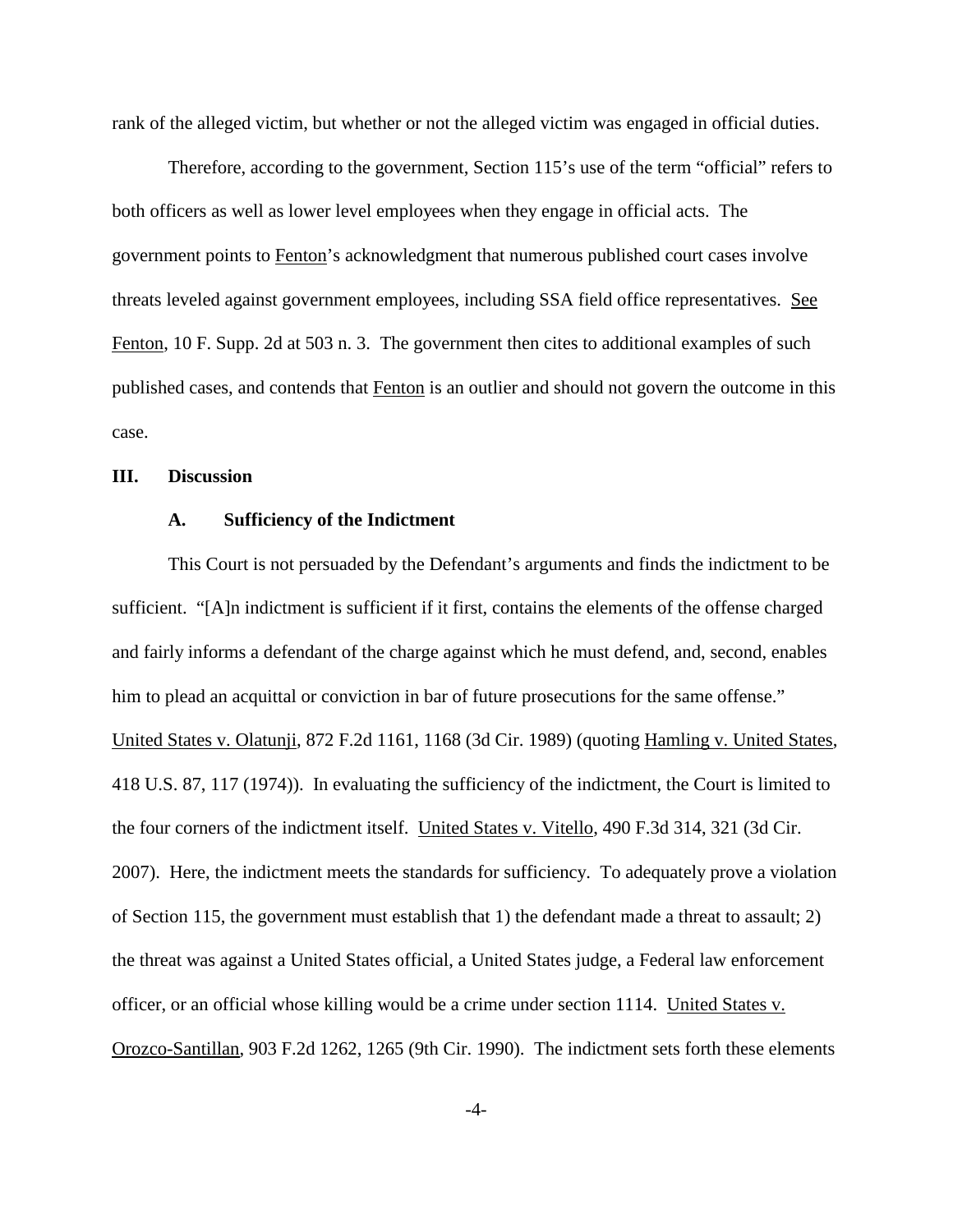rank of the alleged victim, but whether or not the alleged victim was engaged in official duties.

Therefore, according to the government, Section 115's use of the term "official" refers to both officers as well as lower level employees when they engage in official acts. The government points to Fenton's acknowledgment that numerous published court cases involve threats leveled against government employees, including SSA field office representatives. See Fenton, 10 F. Supp. 2d at 503 n. 3. The government then cites to additional examples of such published cases, and contends that Fenton is an outlier and should not govern the outcome in this case.

## III. Discussion

### A. Sufficiency of the Indictment

This Court is not persuaded by the Defendant's arguments and finds the indictment to be sufficient. "[A]n indictment is sufficient if it first, contains the elements of the offense charged and fairly informs a defendant of the charge against which he must defend, and, second, enables him to plead an acquittal or conviction in bar of future prosecutions for the same offense." United States v. Olatunji, 872 F.2d 1161, 1168 (3d Cir. 1989) (quoting Hamling v. United States, 418 U.S. 87, 117 (1974)). In evaluating the sufficiency of the indictment, the Court is limited to the four corners of the indictment itself. United States v. Vitello, 490 F.3d 314, 321 (3d Cir. 2007). Here, the indictment meets the standards for sufficiency. To adequately prove a violation of Section 115, the government must establish that 1) the defendant made a threat to assault; 2) the threat was against a United States official, a United States judge, a Federal law enforcement officer, or an official whose killing would be a crime under section 1114. United States v. Orozco-Santillan, 903 F.2d 1262, 1265 (9th Cir. 1990). The indictment sets forth these elements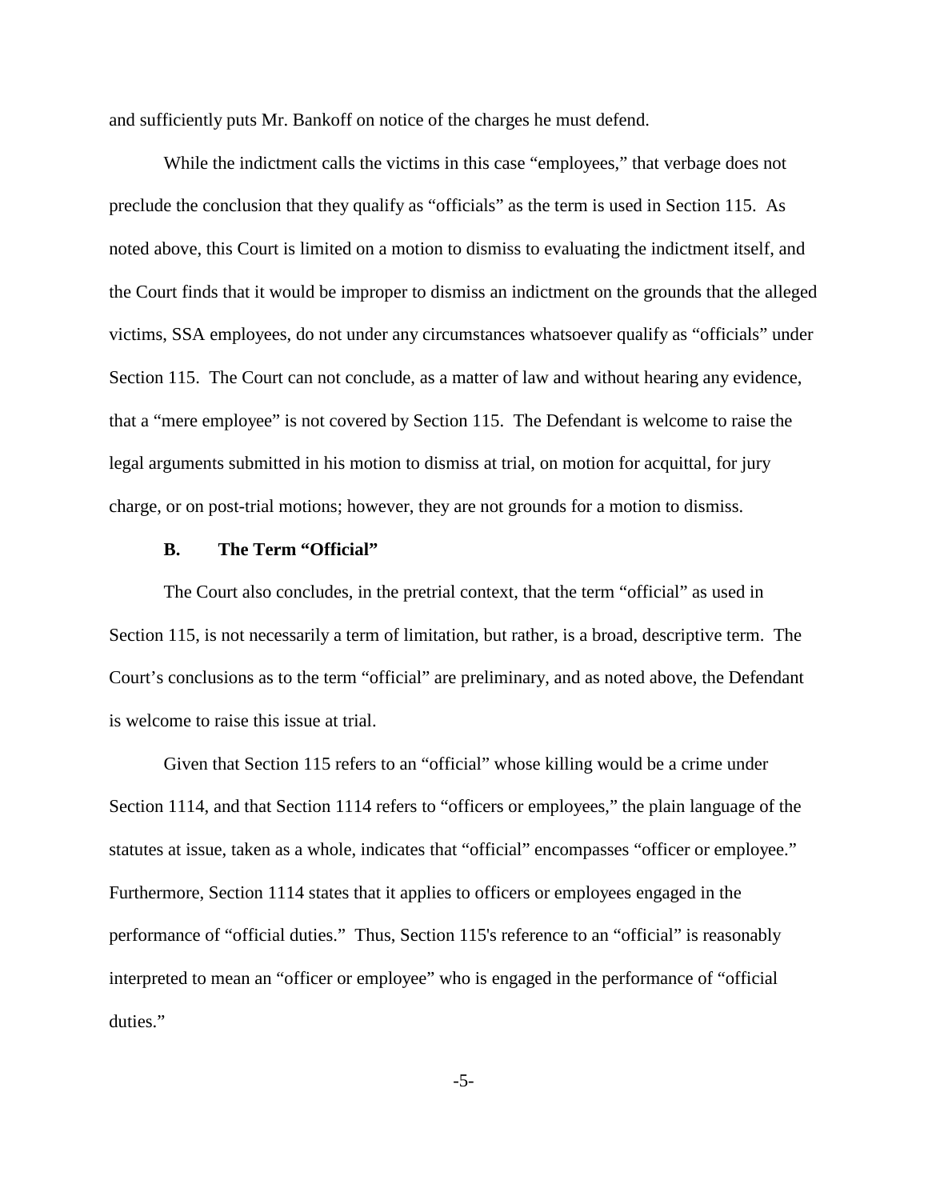and sufficiently puts Mr. Bankoff on notice of the charges he must defend.

While the indictment calls the victims in this case "employees," that verbage does not preclude the conclusion that they qualify as "officials" as the term is used in Section 115. As noted above, this Court is limited on a motion to dismiss to evaluating the indictment itself, and the Court finds that it would be improper to dismiss an indictment on the grounds that the alleged victims, SSA employees, do not under any circumstances whatsoever qualify as "officials" under Section 115. The Court can not conclude, as a matter of law and without hearing any evidence, that a "mere employee" is not covered by Section 115. The Defendant is welcome to raise the legal arguments submitted in his motion to dismiss at trial, on motion for acquittal, for jury charge, or on post-trial motions; however, they are not grounds for a motion to dismiss.

### B. The Term "Official"

The Court also concludes, in the pretrial context, that the term "official" as used in Section 115, is not necessarily a term of limitation, but rather, is a broad, descriptive term. The Court's conclusions as to the term "official" are preliminary, and as noted above, the Defendant is welcome to raise this issue at trial.

Given that Section 115 refers to an "official" whose killing would be a crime under Section 1114, and that Section 1114 refers to "officers or employees," the plain language of the statutes at issue, taken as a whole, indicates that "official" encompasses "officer or employee." Furthermore, Section 1114 states that it applies to officers or employees engaged in the performance of "official duties." Thus, Section 115's reference to an "official" is reasonably interpreted to mean an "officer or employee" who is engaged in the performance of "official duties."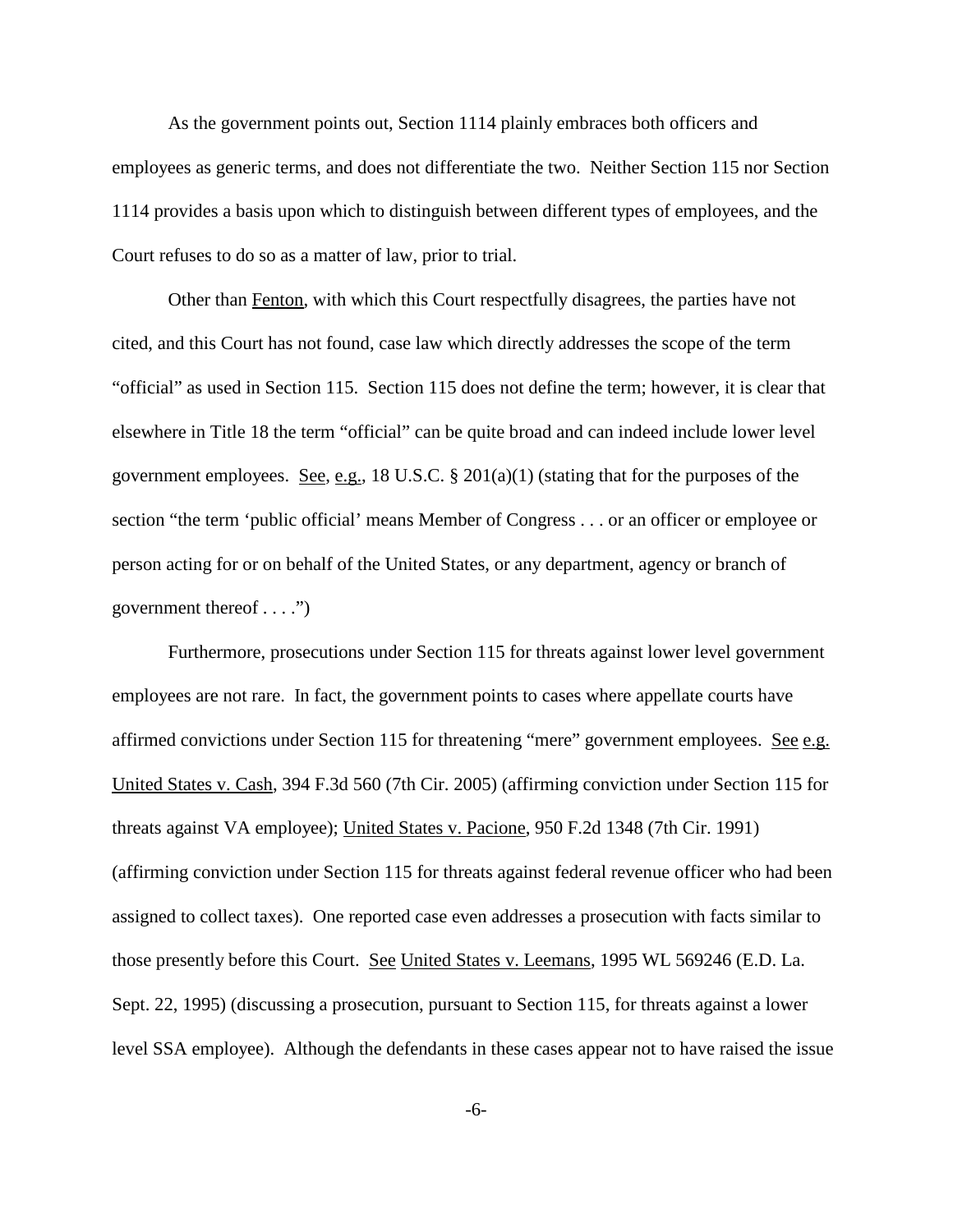As the government points out, Section 1114 plainly embraces both officers and employees as generic terms, and does not differentiate the two. Neither Section 115 nor Section 1114 provides a basis upon which to distinguish between different types of employees, and the Court refuses to do so as a matter of law, prior to trial.

Other than Fenton, with which this Court respectfully disagrees, the parties have not cited, and this Court has not found, case law which directly addresses the scope of the term "official" as used in Section 115. Section 115 does not define the term; however, it is clear that elsewhere in Title 18 the term "official" can be quite broad and can indeed include lower level government employees. See, e.g., 18 U.S.C. § 201(a)(1) (stating that for the purposes of the section "the term 'public official' means Member of Congress . . . or an officer or employee or person acting for or on behalf of the United States, or any department, agency or branch of government thereof . . . .")

Furthermore, prosecutions under Section 115 for threats against lower level government employees are not rare. In fact, the government points to cases where appellate courts have affirmed convictions under Section 115 for threatening "mere" government employees. See e.g. United States v. Cash, 394 F.3d 560 (7th Cir. 2005) (affirming conviction under Section 115 for threats against VA employee); United States v. Pacione, 950 F.2d 1348 (7th Cir. 1991) (affirming conviction under Section 115 for threats against federal revenue officer who had been assigned to collect taxes). One reported case even addresses a prosecution with facts similar to those presently before this Court. See United States v. Leemans, 1995 WL 569246 (E.D. La. Sept. 22, 1995) (discussing a prosecution, pursuant to Section 115, for threats against a lower level SSA employee). Although the defendants in these cases appear not to have raised the issue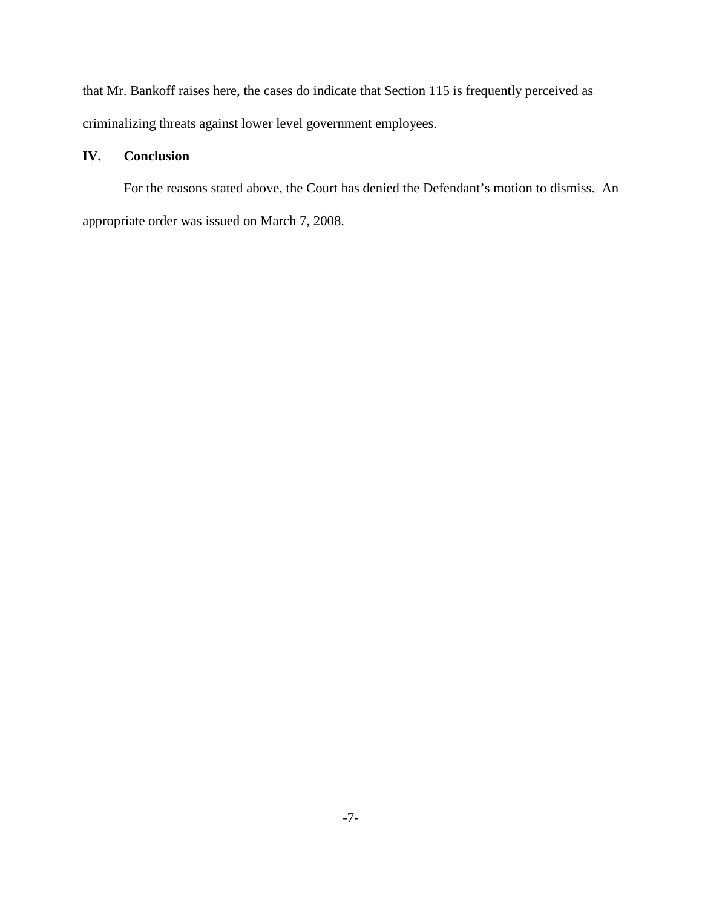that Mr. Bankoff raises here, the cases do indicate that Section 115 is frequently perceived as criminalizing threats against lower level government employees.

## IV. Conclusion

For the reasons stated above, the Court has denied the Defendant's motion to dismiss. An appropriate order was issued on March 7, 2008.